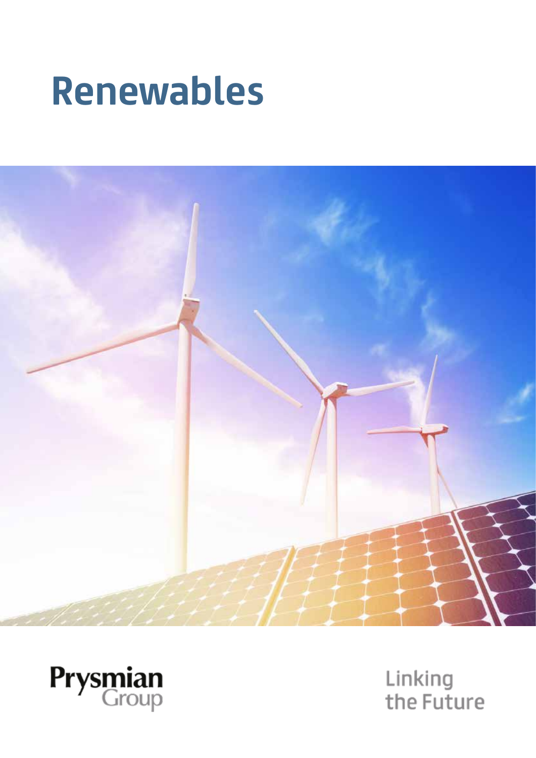# Renewables

Prysmian Group

Linking the Future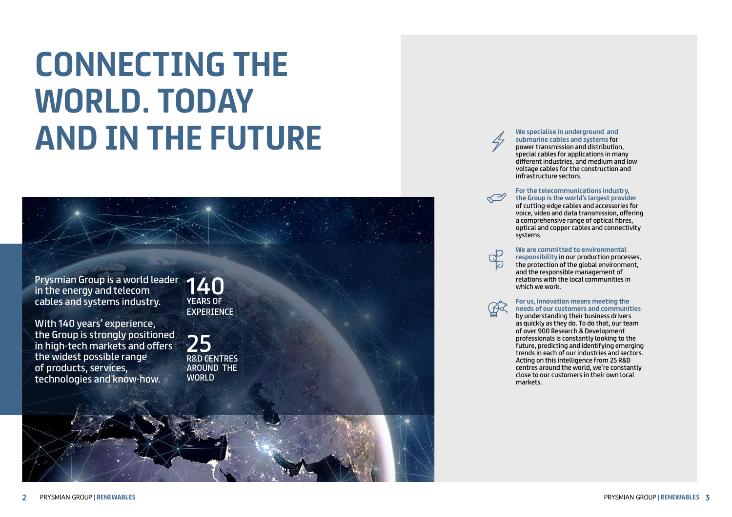# CONNECTING THE WORLD. TODAY AND IN THE FUTURE

Prysmian Group is a world leader in the energy and telecom cables and systems industry.

With 140 years' experience, the Group is strongly positioned in high-tech markets and offers the widest possible range of products, services, technologies and know-how.

**140**
YEARS OF EXPERIENCE

**25**
R&D CENTRES AROUND THE WORLD

**We specialise in underground and submarine cables and systems** for power transmission and distribution, special cables for applications in many different industries, and medium and low voltage cables for the construction and infrastructure sectors.

**For the telecommunications industry, the Group is the world's largest provider** of cutting-edge cables and accessories for voice, video and data transmission, offering a comprehensive range of optical fibres, optical and copper cables and connectivity systems.

**We are committed to environmental responsibility** in our production processes, the protection of the global environment, and the responsible management of relations with the local communities in which we work.

**For us, innovation means meeting the needs of our customers and communities** by understanding their business drivers as quickly as they do. To do that, our team of over 900 Research & Development professionals is constantly looking to the future, predicting and identifying emerging trends in each of our industries and sectors. Acting on this intelligence from 25 R&D centres around the world, we're constantly close to our customers in their own local markets.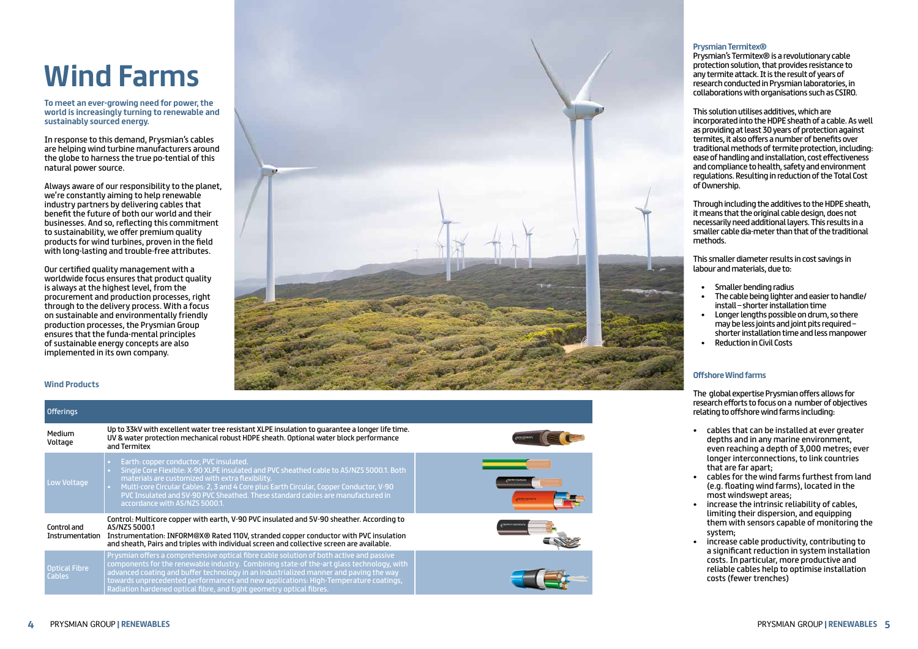# Wind Farms

**To meet an ever-growing need for power, the world is increasingly turning to renewable and sustainably sourced energy.**

In response to this demand, Prysmian's cables are helping wind turbine manufacturers around the globe to harness the true po-tential of this natural power source.

Always aware of our responsibility to the planet, we're constantly aiming to help renewable industry partners by delivering cables that benefit the future of both our world and their businesses. And so, reflecting this commitment to sustainability, we offer premium quality products for wind turbines, proven in the field with long-lasting and trouble-free attributes.

Our certified quality management with a worldwide focus ensures that product quality is always at the highest level, from the procurement and production processes, right through to the delivery process. With a focus on sustainable and environmentally friendly production processes, the Prysmian Group ensures that the funda-mental principles of sustainable energy concepts are also implemented in its own company.

## Wind Products

| Offerings | | |
|---|---|---|
| Medium Voltage | Up to 33kV with excellent water tree resistant XLPE insulation to guarantee a longer life time. UV & water protection mechanical robust HDPE sheath. Optional water block performance and Termitex | |
| Low Voltage | • Earth: copper conductor, PVC insulated.<br>• Single Core Flexible: X-90 XLPE insulated and PVC sheathed cable to AS/NZS 5000.1. Both materials are customized with extra flexibility.<br>• Multi-core Circular Cables: 2, 3 and 4 Core plus Earth Circular, Copper Conductor, V-90 PVC Insulated and 5V-90 PVC Sheathed. These standard cables are manufactured in accordance with AS/NZS 5000.1. | |
| Control and Instrumentation | Control: Multicore copper with earth, V-90 PVC insulated and 5V-90 sheather. According to AS/NZS 5000.1<br>Instrumentation: INFORM@X® Rated 110V, stranded copper conductor with PVC insulation and sheath, Pairs and triples with individual screen and collective screen are available. | |
| Optical Fibre Cables | Prysmian offers a comprehensive optical fibre cable solution of both active and passive components for the renewable industry. Combining state-of the-art glass technology, with advanced coating and buffer technology in an industrialized manner and paving the way towards unprecedented performances and new applications: High-Temperature coatings, Radiation hardened optical fibre, and tight geometry optical fibres. | |

### Prysmian Termitex®

Prysmian's Termitex® is a revolutionary cable protection solution, that provides resistance to any termite attack. It is the result of years of research conducted in Prysmian laboratories, in collaborations with organisations such as CSIRO.

This solution utilises additives, which are incorporated into the HDPE sheath of a cable. As well as providing at least 30 years of protection against termites, it also offers a number of benefits over traditional methods of termite protection, including: ease of handling and installation, cost effectiveness and compliance to health, safety and environment regulations. Resulting in reduction of the Total Cost of Ownership.

Through including the additives to the HDPE sheath, it means that the original cable design, does not necessarily need additional layers. This results in a smaller cable dia-meter than that of the traditional methods.

This smaller diameter results in cost savings in labour and materials, due to:

- Smaller bending radius
- The cable being lighter and easier to handle/ install – shorter installation time
- Longer lengths possible on drum, so there may be less joints and joint pits required – shorter installation time and less manpower
- Reduction in Civil Costs

### Offshore Wind farms

The global expertise Prysmian offers allows for research efforts to focus on a number of objectives relating to offshore wind farms including:

- cables that can be installed at ever greater depths and in any marine environment, even reaching a depth of 3,000 metres; ever longer interconnections, to link countries that are far apart;
- cables for the wind farms furthest from land (e.g. floating wind farms), located in the most windswept areas;
- increase the intrinsic reliability of cables, limiting their dispersion, and equipping them with sensors capable of monitoring the system;
- increase cable productivity, contributing to a significant reduction in system installation costs. In particular, more productive and reliable cables help to optimise installation costs (fewer trenches)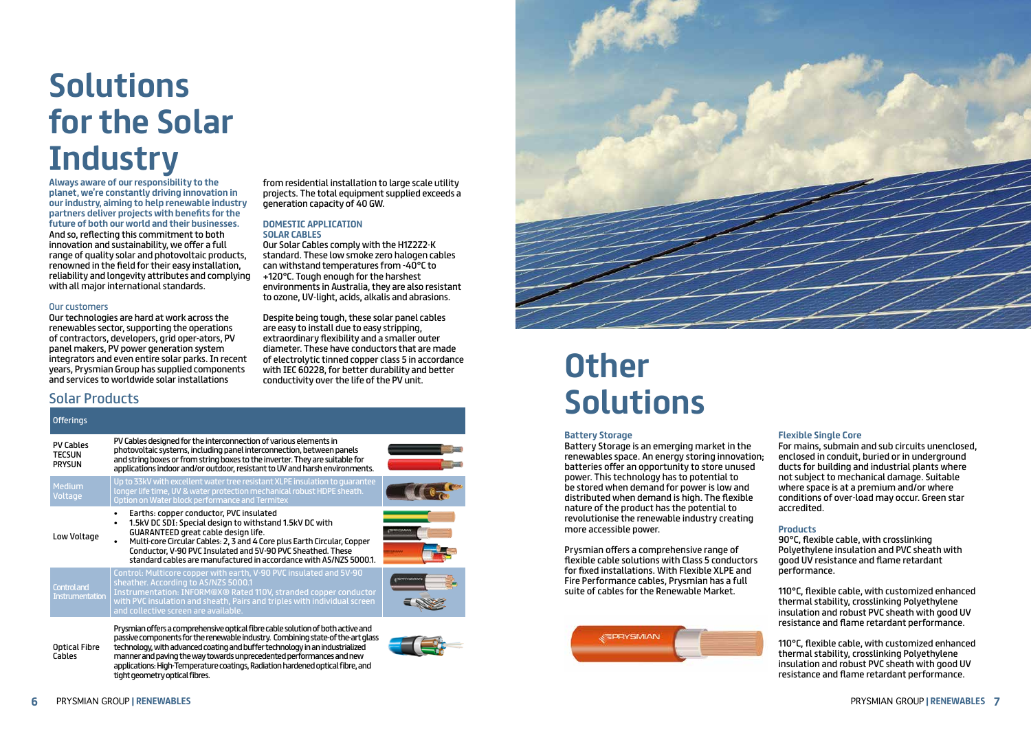# Solutions for the Solar Industry

**Always aware of our responsibility to the planet, we're constantly driving innovation in our industry, aiming to help renewable industry partners deliver projects with benefits for the future of both our world and their businesses.**

And so, reflecting this commitment to both innovation and sustainability, we offer a full range of quality solar and photovoltaic products, renowned in the field for their easy installation, reliability and longevity attributes and complying with all major international standards.

### Our customers

Our technologies are hard at work across the renewables sector, supporting the operations of contractors, developers, grid oper-ators, PV panel makers, PV power generation system integrators and even entire solar parks. In recent years, Prysmian Group has supplied components and services to worldwide solar installations from residential installation to large scale utility projects. The total equipment supplied exceeds a generation capacity of 40 GW.

### DOMESTIC APPLICATION SOLAR CABLES

Our Solar Cables comply with the H1Z2Z2-K standard. These low smoke zero halogen cables can withstand temperatures from -40°C to +120°C. Tough enough for the harshest environments in Australia, they are also resistant to ozone, UV-light, acids, alkalis and abrasions.

Despite being tough, these solar panel cables are easy to install due to easy stripping, extraordinary flexibility and a smaller outer diameter. These have conductors that are made of electrolytic tinned copper class 5 in accordance with IEC 60228, for better durability and better conductivity over the life of the PV unit.

## Solar Products

| Offerings | |
|---|---|
| PV Cables TECSUN PRYSUN | PV Cables designed for the interconnection of various elements in photovoltaic systems, including panel interconnection, between panels and string boxes or from string boxes to the inverter. They are suitable for applications indoor and/or outdoor, resistant to UV and harsh environments. |
| Medium Voltage | Up to 33kV with excellent water tree resistant XLPE insulation to guarantee longer life time, UV & water protection mechanical robust HDPE sheath. Option on Water block performance and Termitex |
| Low Voltage | • Earths: copper conductor, PVC insulated<br>• 1.5kV DC SDI: Special design to withstand 1.5kV DC with GUARANTEED great cable design life.<br>• Multi-core Circular Cables: 2, 3 and 4 Core plus Earth Circular, Copper Conductor, V-90 PVC Insulated and 5V-90 PVC Sheathed. These standard cables are manufactured in accordance with AS/NZS 5000.1. |
| Control and Instrumentation | Control: Multicore copper with earth, V-90 PVC insulation and 5V-90 sheather. According to AS/NZS 5000.1<br>Instrumentation: INFORM@X® Rated 110V, stranded copper conductor with PVC insulation and sheath, Pairs and triples with individual screen and collective screen are available. |
| Optical Fibre Cables | Prysmian offers a comprehensive optical fibre cable solution of both active and passive components for the renewable industry. Combining state-of the-art glass technology, with advanced coating and buffer technology in an industrialized manner and paving the way towards unprecedented performances and new applications: High-Temperature coatings, Radiation hardened optical fibre, and tight geometry optical fibres. |

# Other Solutions

### Battery Storage

Battery Storage is an emerging market in the renewables space. An energy storing innovation; batteries offer an opportunity to store unused power. This technology has to potential to be stored when demand for power is low and distributed when demand is high. The flexible nature of the product has the potential to revolutionise the renewable industry creating more accessible power.

Prysmian offers a comprehensive range of flexible cable solutions with Class 5 conductors for fixed installations. With Flexible XLPE and Fire Performance cables, Prysmian has a full suite of cables for the Renewable Market.

### Flexible Single Core

For mains, submain and sub circuits unenclosed, enclosed in conduit, buried or in underground ducts for building and industrial plants where not subject to mechanical damage. Suitable where space is at a premium and/or where conditions of over-load may occur. Green star accredited.

### Products

90°C, flexible cable, with crosslinking Polyethylene insulation and PVC sheath with good UV resistance and flame retardant performance.

110°C, flexible cable, with customized enhanced thermal stability, crosslinking Polyethylene insulation and robust PVC sheath with good UV resistance and flame retardant performance.

110°C, flexible cable, with customized enhanced thermal stability, crosslinking Polyethylene insulation and robust PVC sheath with good UV resistance and flame retardant performance.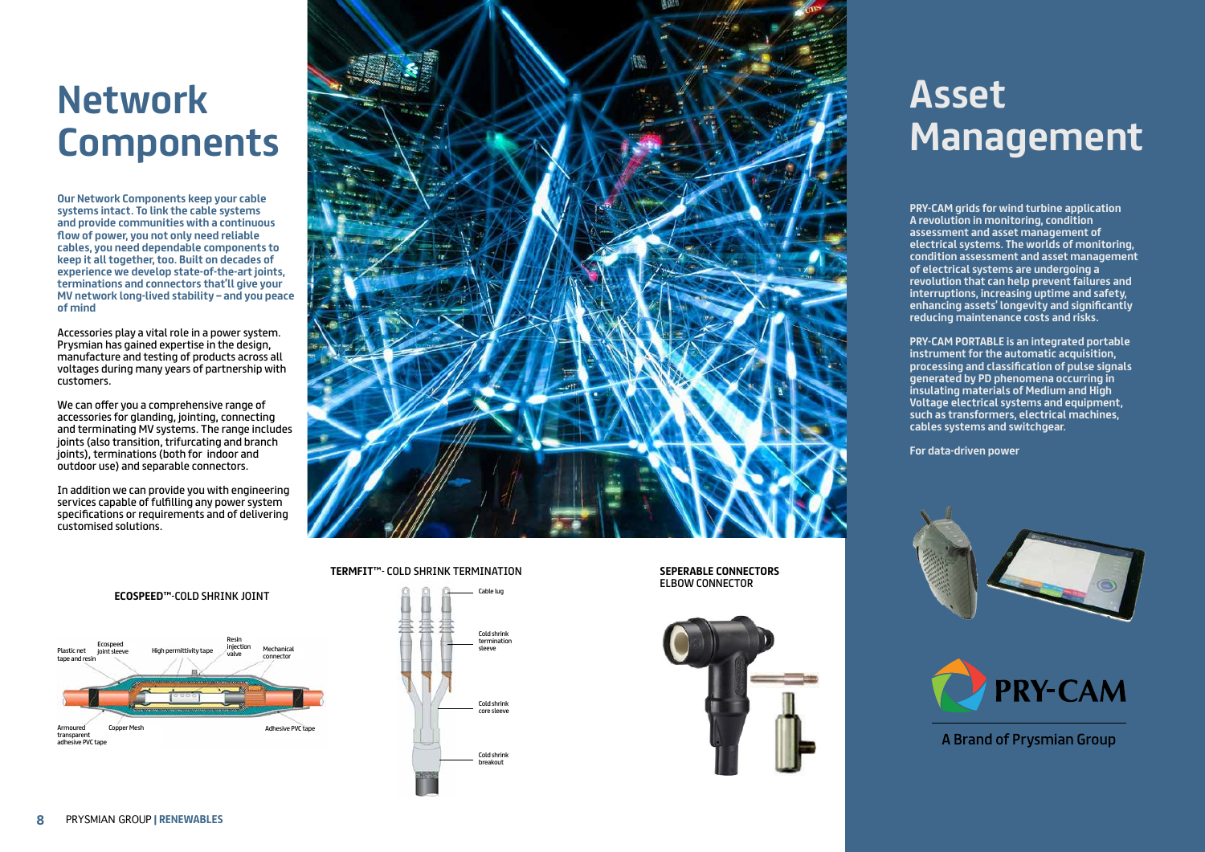# Network Components

**Our Network Components keep your cable systems intact. To link the cable systems and provide communities with a continuous flow of power, you not only need reliable cables, you need dependable components to keep it all together, too. Built on decades of experience we develop state-of-the-art joints, terminations and connectors that'll give your MV network long-lived stability – and you peace of mind**

Accessories play a vital role in a power system. Prysmian has gained expertise in the design, manufacture and testing of products across all voltages during many years of partnership with customers.

We can offer you a comprehensive range of accessories for glanding, jointing, connecting and terminating MV systems. The range includes joints (also transition, trifurcating and branch joints), terminations (both for indoor and outdoor use) and separable connectors.

In addition we can provide you with engineering services capable of fulfilling any power system specifications or requirements and of delivering customised solutions.

**ECOSPEED™**-COLD SHRINK JOINT

Plastic net tape and resin – Ecospeed joint sleeve – High permittivity tape – Resin injection valve – Mechanical connector – Armoured transparent adhesive PVC tape – Copper Mesh – Adhesive PVC tape

**TERMFIT™**- COLD SHRINK TERMINATION

Cable lug – Cold shrink termination sleeve – Cold shrink core sleeve – Cold shrink breakout

**SEPERABLE CONNECTORS**
ELBOW CONNECTOR

# Asset Management

**PRY-CAM grids for wind turbine application A revolution in monitoring, condition assessment and asset management of electrical systems. The worlds of monitoring, condition assessment and asset management of electrical systems are undergoing a revolution that can help prevent failures and interruptions, increasing uptime and safety, enhancing assets' longevity and significantly reducing maintenance costs and risks.**

**PRY-CAM PORTABLE is an integrated portable instrument for the automatic acquisition, processing and classification of pulse signals generated by PD phenomena occurring in insulating materials of Medium and High Voltage electrical systems and equipment, such as transformers, electrical machines, cables systems and switchgear.**

**For data-driven power**

PRY-CAM

A Brand of Prysmian Group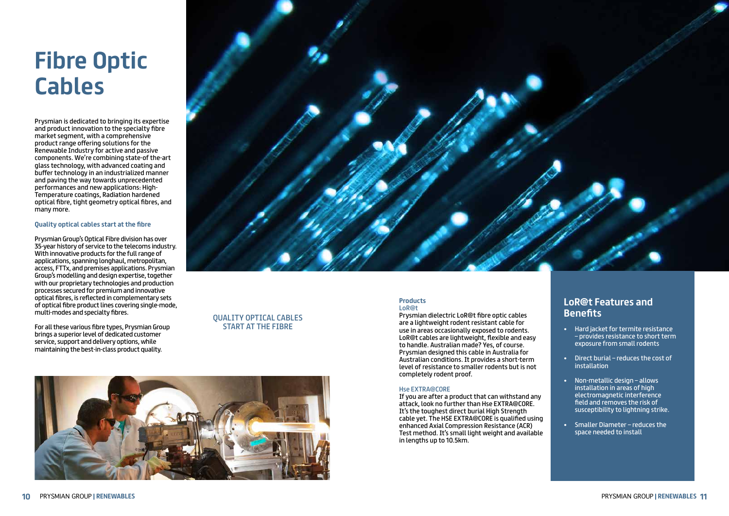# Fibre Optic Cables

Prysmian is dedicated to bringing its expertise and product innovation to the specialty fibre market segment, with a comprehensive product range offering solutions for the Renewable Industry for active and passive components. We're combining state-of the-art glass technology, with advanced coating and buffer technology in an industrialized manner and paving the way towards unprecedented performances and new applications: High-Temperature coatings, Radiation hardened optical fibre, tight geometry optical fibres, and many more.

### Quality optical cables start at the fibre

Prysmian Group's Optical Fibre division has over 35-year history of service to the telecoms industry. With innovative products for the full range of applications, spanning longhaul, metropolitan, access, FTTx, and premises applications. Prysmian Group's modelling and design expertise, together with our proprietary technologies and production processes secured for premium and innovative optical fibres, is reflected in complementary sets of optical fibre product lines covering single-mode, multi-modes and specialty fibres.

For all these various fibre types, Prysmian Group brings a superior level of dedicated customer service, support and delivery options, while maintaining the best-in-class product quality.

QUALITY OPTICAL CABLES START AT THE FIBRE

### Products

#### LoR@t

Prysmian dielectric LoR@t fibre optic cables are a lightweight rodent resistant cable for use in areas occasionally exposed to rodents. LoR@t cables are lightweight, flexible and easy to handle. Australian made? Yes, of course. Prysmian designed this cable in Australia for Australian conditions. It provides a short-term level of resistance to smaller rodents but is not completely rodent proof.

#### Hse EXTRA@CORE

If you are after a product that can withstand any attack, look no further than Hse EXTRA@CORE. It's the toughest direct burial High Strength cable yet. The HSE EXTRA@CORE is qualified using enhanced Axial Compression Resistance (ACR) Test method. It's small light weight and available in lengths up to 10.5km.

## LoR@t Features and Benefits

- Hard jacket for termite resistance – provides resistance to short term exposure from small rodents
- Direct burial – reduces the cost of installation
- Non-metallic design – allows installation in areas of high electromagnetic interference field and removes the risk of susceptibility to lightning strike.
- Smaller Diameter – reduces the space needed to install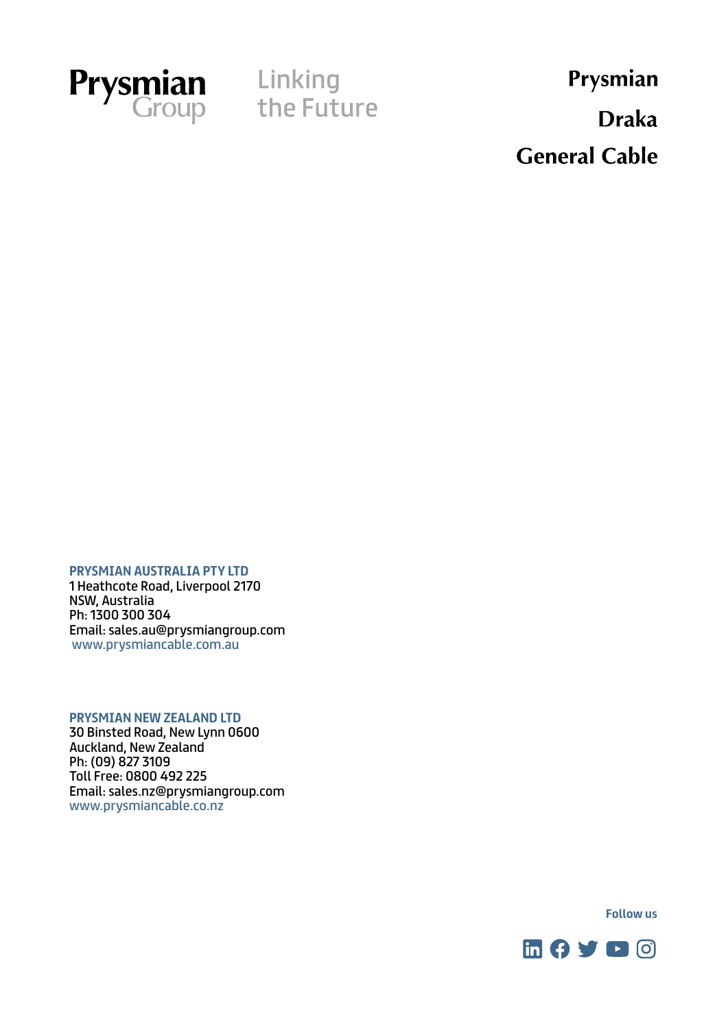Prysmian Group

Linking the Future

Prysmian

Draka

General Cable

**PRYSMIAN AUSTRALIA PTY LTD**
1 Heathcote Road, Liverpool 2170
NSW, Australia
Ph: 1300 300 304
Email: sales.au@prysmiangroup.com
www.prysmiancable.com.au

**PRYSMIAN NEW ZEALAND LTD**
30 Binsted Road, New Lynn 0600
Auckland, New Zealand
Ph: (09) 827 3109
Toll Free: 0800 492 225
Email: sales.nz@prysmiangroup.com
www.prysmiancable.co.nz

Follow us